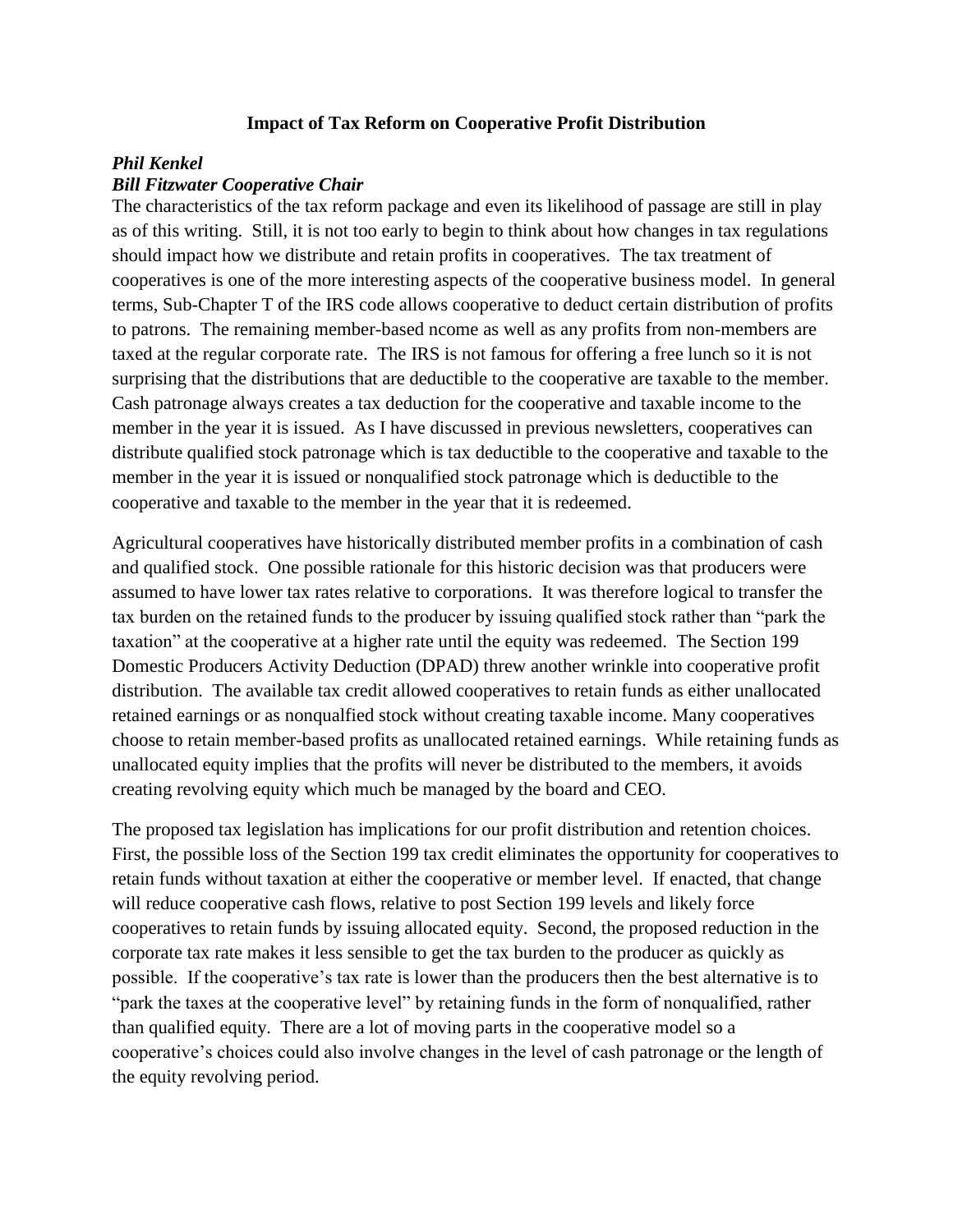**Impact of Tax Reform on Cooperative Profit Distribution**

***Phil Kenkel***
***Bill Fitzwater Cooperative Chair***

The characteristics of the tax reform package and even its likelihood of passage are still in play as of this writing. Still, it is not too early to begin to think about how changes in tax regulations should impact how we distribute and retain profits in cooperatives. The tax treatment of cooperatives is one of the more interesting aspects of the cooperative business model. In general terms, Sub-Chapter T of the IRS code allows cooperative to deduct certain distribution of profits to patrons. The remaining member-based ncome as well as any profits from non-members are taxed at the regular corporate rate. The IRS is not famous for offering a free lunch so it is not surprising that the distributions that are deductible to the cooperative are taxable to the member. Cash patronage always creates a tax deduction for the cooperative and taxable income to the member in the year it is issued. As I have discussed in previous newsletters, cooperatives can distribute qualified stock patronage which is tax deductible to the cooperative and taxable to the member in the year it is issued or nonqualified stock patronage which is deductible to the cooperative and taxable to the member in the year that it is redeemed.

Agricultural cooperatives have historically distributed member profits in a combination of cash and qualified stock. One possible rationale for this historic decision was that producers were assumed to have lower tax rates relative to corporations. It was therefore logical to transfer the tax burden on the retained funds to the producer by issuing qualified stock rather than "park the taxation" at the cooperative at a higher rate until the equity was redeemed. The Section 199 Domestic Producers Activity Deduction (DPAD) threw another wrinkle into cooperative profit distribution. The available tax credit allowed cooperatives to retain funds as either unallocated retained earnings or as nonqualfied stock without creating taxable income. Many cooperatives choose to retain member-based profits as unallocated retained earnings. While retaining funds as unallocated equity implies that the profits will never be distributed to the members, it avoids creating revolving equity which much be managed by the board and CEO.

The proposed tax legislation has implications for our profit distribution and retention choices. First, the possible loss of the Section 199 tax credit eliminates the opportunity for cooperatives to retain funds without taxation at either the cooperative or member level. If enacted, that change will reduce cooperative cash flows, relative to post Section 199 levels and likely force cooperatives to retain funds by issuing allocated equity. Second, the proposed reduction in the corporate tax rate makes it less sensible to get the tax burden to the producer as quickly as possible. If the cooperative's tax rate is lower than the producers then the best alternative is to "park the taxes at the cooperative level" by retaining funds in the form of nonqualified, rather than qualified equity. There are a lot of moving parts in the cooperative model so a cooperative's choices could also involve changes in the level of cash patronage or the length of the equity revolving period.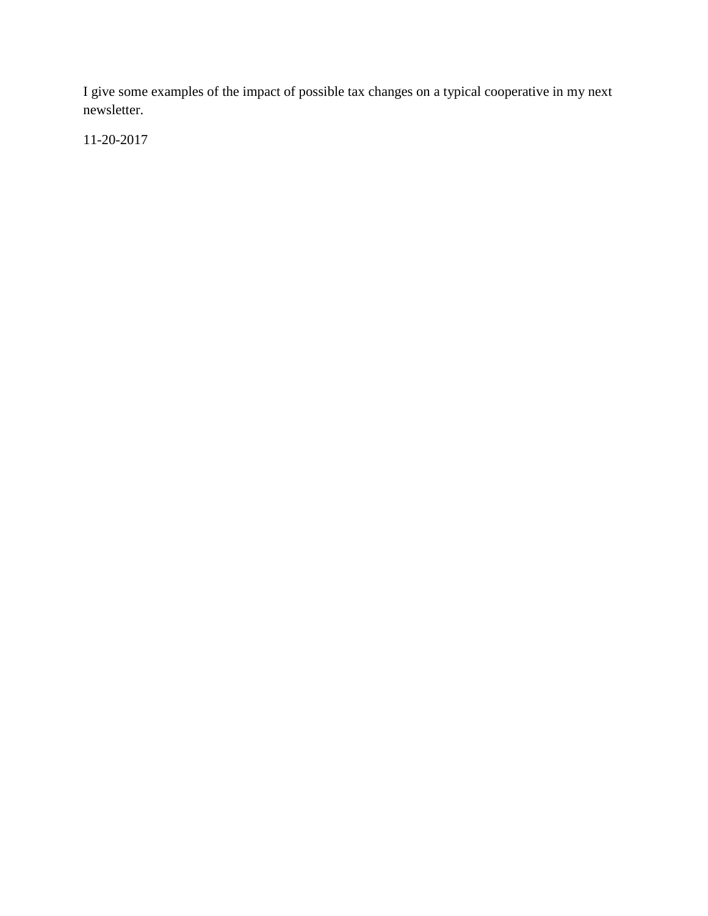I give some examples of the impact of possible tax changes on a typical cooperative in my next newsletter.

11-20-2017